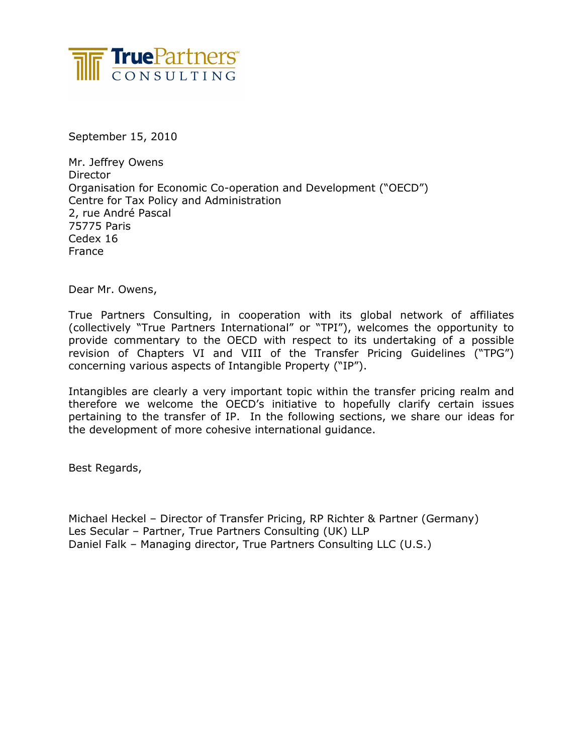TruePartners℠
CONSULTING

September 15, 2010

Mr. Jeffrey Owens
Director
Organisation for Economic Co-operation and Development ("OECD")
Centre for Tax Policy and Administration
2, rue André Pascal
75775 Paris
Cedex 16
France

Dear Mr. Owens,

True Partners Consulting, in cooperation with its global network of affiliates (collectively "True Partners International" or "TPI"), welcomes the opportunity to provide commentary to the OECD with respect to its undertaking of a possible revision of Chapters VI and VIII of the Transfer Pricing Guidelines ("TPG") concerning various aspects of Intangible Property ("IP").

Intangibles are clearly a very important topic within the transfer pricing realm and therefore we welcome the OECD's initiative to hopefully clarify certain issues pertaining to the transfer of IP. In the following sections, we share our ideas for the development of more cohesive international guidance.

Best Regards,

Michael Heckel – Director of Transfer Pricing, RP Richter & Partner (Germany)
Les Secular – Partner, True Partners Consulting (UK) LLP
Daniel Falk – Managing director, True Partners Consulting LLC (U.S.)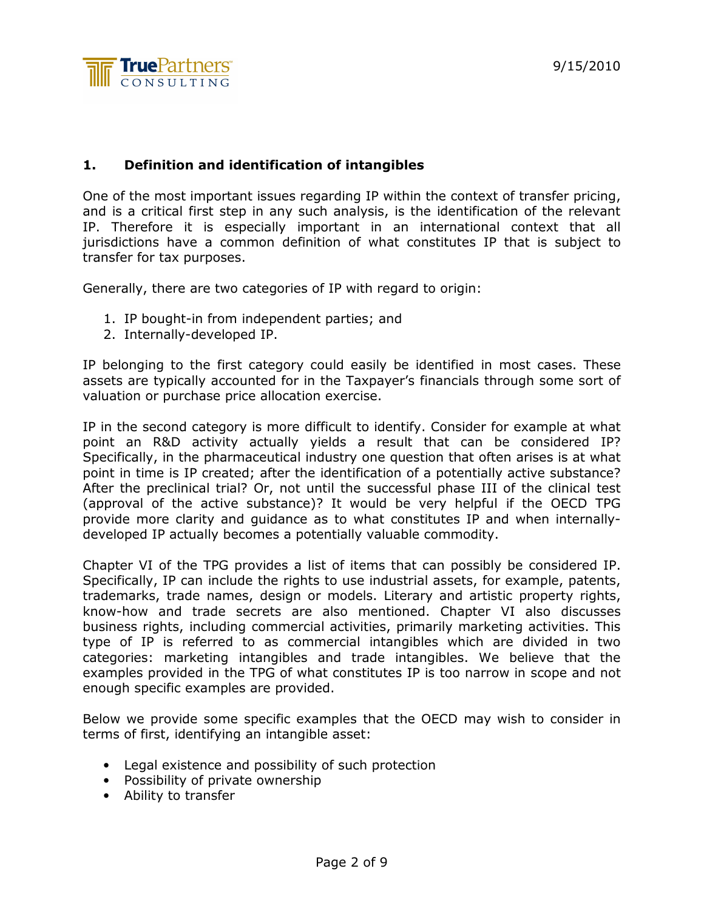## 1. Definition and identification of intangibles

One of the most important issues regarding IP within the context of transfer pricing, and is a critical first step in any such analysis, is the identification of the relevant IP. Therefore it is especially important in an international context that all jurisdictions have a common definition of what constitutes IP that is subject to transfer for tax purposes.

Generally, there are two categories of IP with regard to origin:

1. IP bought-in from independent parties; and
2. Internally-developed IP.

IP belonging to the first category could easily be identified in most cases. These assets are typically accounted for in the Taxpayer's financials through some sort of valuation or purchase price allocation exercise.

IP in the second category is more difficult to identify. Consider for example at what point an R&D activity actually yields a result that can be considered IP? Specifically, in the pharmaceutical industry one question that often arises is at what point in time is IP created; after the identification of a potentially active substance? After the preclinical trial? Or, not until the successful phase III of the clinical test (approval of the active substance)? It would be very helpful if the OECD TPG provide more clarity and guidance as to what constitutes IP and when internally-developed IP actually becomes a potentially valuable commodity.

Chapter VI of the TPG provides a list of items that can possibly be considered IP. Specifically, IP can include the rights to use industrial assets, for example, patents, trademarks, trade names, design or models. Literary and artistic property rights, know-how and trade secrets are also mentioned. Chapter VI also discusses business rights, including commercial activities, primarily marketing activities. This type of IP is referred to as commercial intangibles which are divided in two categories: marketing intangibles and trade intangibles. We believe that the examples provided in the TPG of what constitutes IP is too narrow in scope and not enough specific examples are provided.

Below we provide some specific examples that the OECD may wish to consider in terms of first, identifying an intangible asset:

- Legal existence and possibility of such protection
- Possibility of private ownership
- Ability to transfer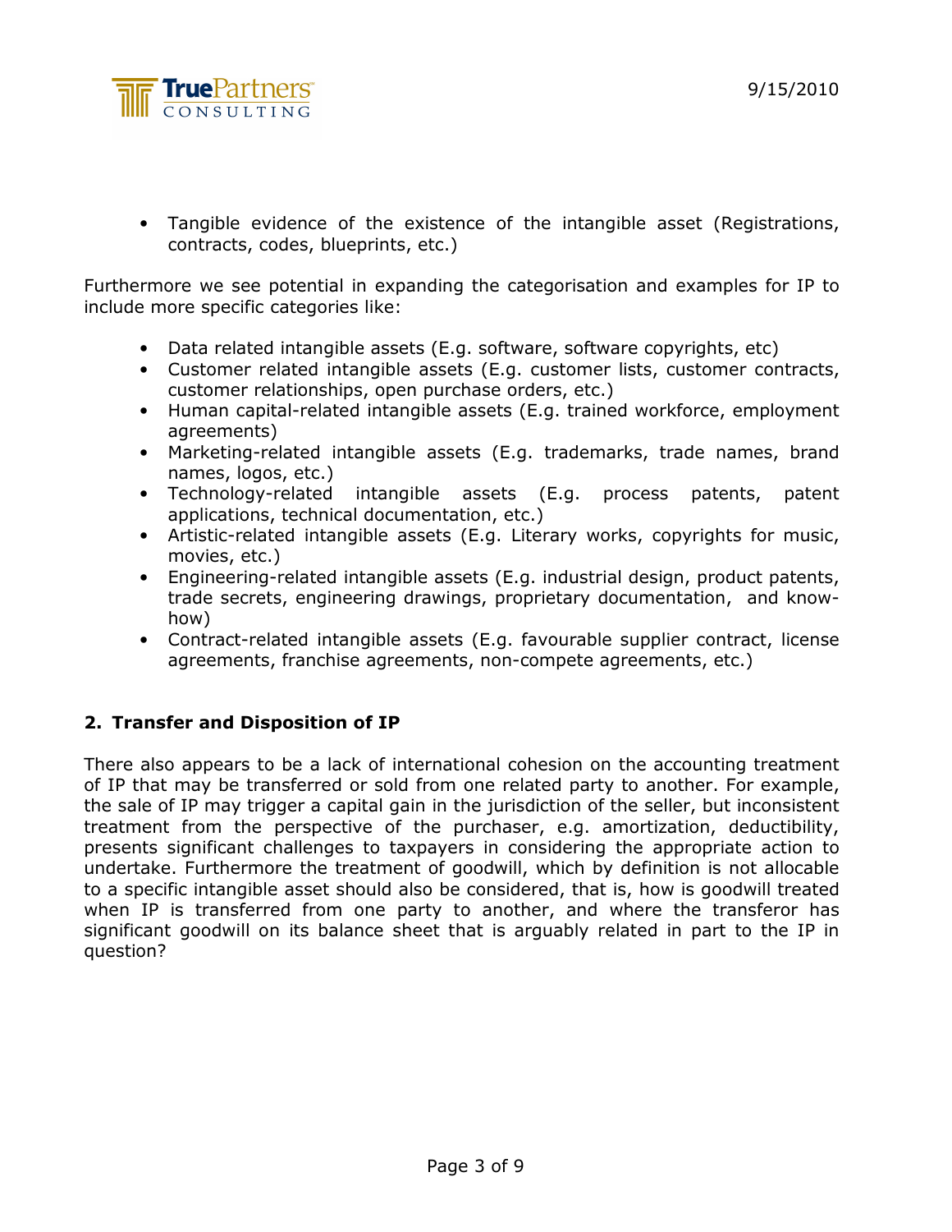- Tangible evidence of the existence of the intangible asset (Registrations, contracts, codes, blueprints, etc.)

Furthermore we see potential in expanding the categorisation and examples for IP to include more specific categories like:

- Data related intangible assets (E.g. software, software copyrights, etc)
- Customer related intangible assets (E.g. customer lists, customer contracts, customer relationships, open purchase orders, etc.)
- Human capital-related intangible assets (E.g. trained workforce, employment agreements)
- Marketing-related intangible assets (E.g. trademarks, trade names, brand names, logos, etc.)
- Technology-related intangible assets (E.g. process patents, patent applications, technical documentation, etc.)
- Artistic-related intangible assets (E.g. Literary works, copyrights for music, movies, etc.)
- Engineering-related intangible assets (E.g. industrial design, product patents, trade secrets, engineering drawings, proprietary documentation, and know-how)
- Contract-related intangible assets (E.g. favourable supplier contract, license agreements, franchise agreements, non-compete agreements, etc.)

## 2. Transfer and Disposition of IP

There also appears to be a lack of international cohesion on the accounting treatment of IP that may be transferred or sold from one related party to another. For example, the sale of IP may trigger a capital gain in the jurisdiction of the seller, but inconsistent treatment from the perspective of the purchaser, e.g. amortization, deductibility, presents significant challenges to taxpayers in considering the appropriate action to undertake. Furthermore the treatment of goodwill, which by definition is not allocable to a specific intangible asset should also be considered, that is, how is goodwill treated when IP is transferred from one party to another, and where the transferor has significant goodwill on its balance sheet that is arguably related in part to the IP in question?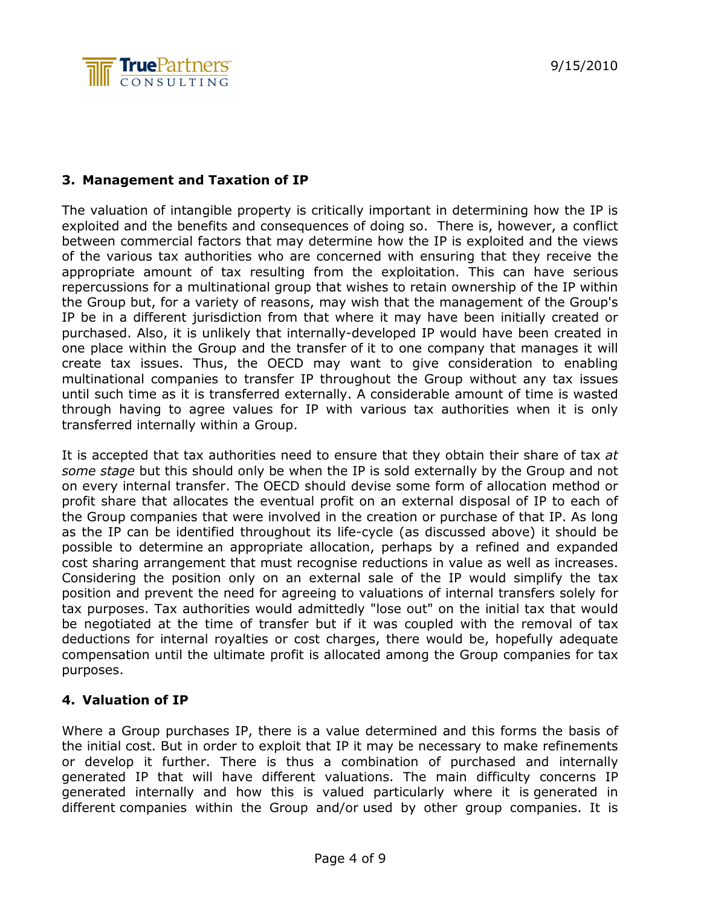## 3. Management and Taxation of IP

The valuation of intangible property is critically important in determining how the IP is exploited and the benefits and consequences of doing so. There is, however, a conflict between commercial factors that may determine how the IP is exploited and the views of the various tax authorities who are concerned with ensuring that they receive the appropriate amount of tax resulting from the exploitation. This can have serious repercussions for a multinational group that wishes to retain ownership of the IP within the Group but, for a variety of reasons, may wish that the management of the Group's IP be in a different jurisdiction from that where it may have been initially created or purchased. Also, it is unlikely that internally-developed IP would have been created in one place within the Group and the transfer of it to one company that manages it will create tax issues. Thus, the OECD may want to give consideration to enabling multinational companies to transfer IP throughout the Group without any tax issues until such time as it is transferred externally. A considerable amount of time is wasted through having to agree values for IP with various tax authorities when it is only transferred internally within a Group.

It is accepted that tax authorities need to ensure that they obtain their share of tax *at some stage* but this should only be when the IP is sold externally by the Group and not on every internal transfer. The OECD should devise some form of allocation method or profit share that allocates the eventual profit on an external disposal of IP to each of the Group companies that were involved in the creation or purchase of that IP. As long as the IP can be identified throughout its life-cycle (as discussed above) it should be possible to determine an appropriate allocation, perhaps by a refined and expanded cost sharing arrangement that must recognise reductions in value as well as increases. Considering the position only on an external sale of the IP would simplify the tax position and prevent the need for agreeing to valuations of internal transfers solely for tax purposes. Tax authorities would admittedly "lose out" on the initial tax that would be negotiated at the time of transfer but if it was coupled with the removal of tax deductions for internal royalties or cost charges, there would be, hopefully adequate compensation until the ultimate profit is allocated among the Group companies for tax purposes.

## 4. Valuation of IP

Where a Group purchases IP, there is a value determined and this forms the basis of the initial cost. But in order to exploit that IP it may be necessary to make refinements or develop it further. There is thus a combination of purchased and internally generated IP that will have different valuations. The main difficulty concerns IP generated internally and how this is valued particularly where it is generated in different companies within the Group and/or used by other group companies. It is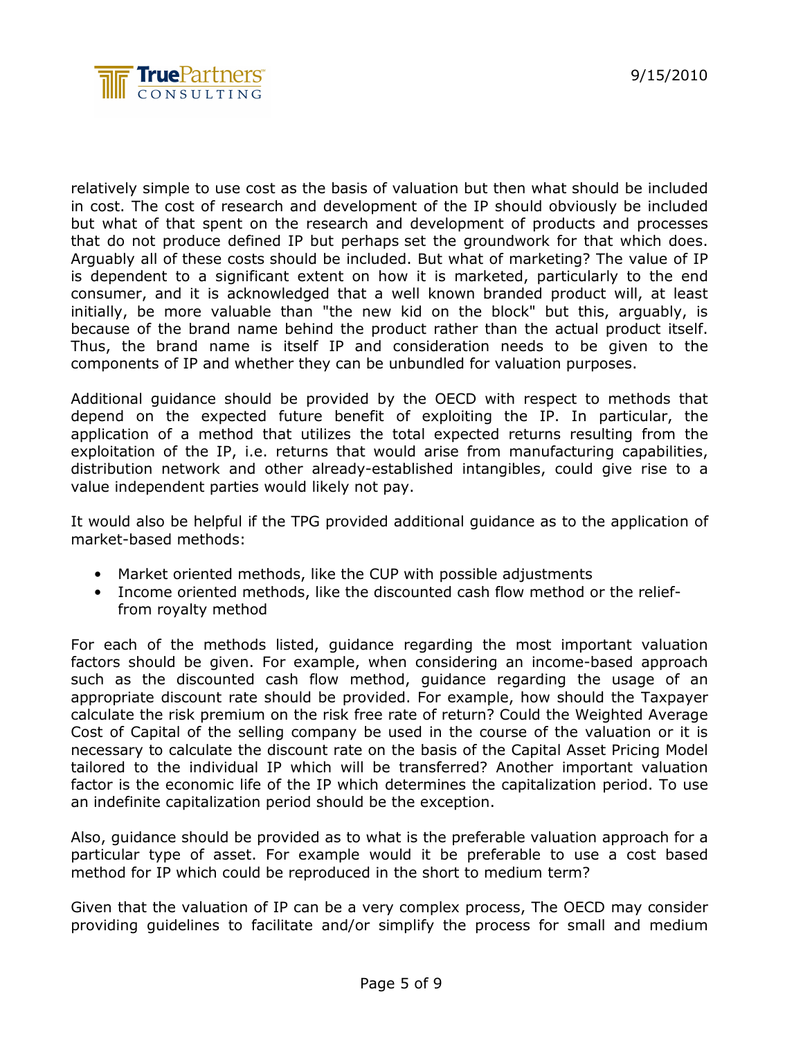relatively simple to use cost as the basis of valuation but then what should be included in cost. The cost of research and development of the IP should obviously be included but what of that spent on the research and development of products and processes that do not produce defined IP but perhaps set the groundwork for that which does. Arguably all of these costs should be included. But what of marketing? The value of IP is dependent to a significant extent on how it is marketed, particularly to the end consumer, and it is acknowledged that a well known branded product will, at least initially, be more valuable than "the new kid on the block" but this, arguably, is because of the brand name behind the product rather than the actual product itself. Thus, the brand name is itself IP and consideration needs to be given to the components of IP and whether they can be unbundled for valuation purposes.

Additional guidance should be provided by the OECD with respect to methods that depend on the expected future benefit of exploiting the IP. In particular, the application of a method that utilizes the total expected returns resulting from the exploitation of the IP, i.e. returns that would arise from manufacturing capabilities, distribution network and other already-established intangibles, could give rise to a value independent parties would likely not pay.

It would also be helpful if the TPG provided additional guidance as to the application of market-based methods:

- Market oriented methods, like the CUP with possible adjustments
- Income oriented methods, like the discounted cash flow method or the relief-from royalty method

For each of the methods listed, guidance regarding the most important valuation factors should be given. For example, when considering an income-based approach such as the discounted cash flow method, guidance regarding the usage of an appropriate discount rate should be provided. For example, how should the Taxpayer calculate the risk premium on the risk free rate of return? Could the Weighted Average Cost of Capital of the selling company be used in the course of the valuation or it is necessary to calculate the discount rate on the basis of the Capital Asset Pricing Model tailored to the individual IP which will be transferred? Another important valuation factor is the economic life of the IP which determines the capitalization period. To use an indefinite capitalization period should be the exception.

Also, guidance should be provided as to what is the preferable valuation approach for a particular type of asset. For example would it be preferable to use a cost based method for IP which could be reproduced in the short to medium term?

Given that the valuation of IP can be a very complex process, The OECD may consider providing guidelines to facilitate and/or simplify the process for small and medium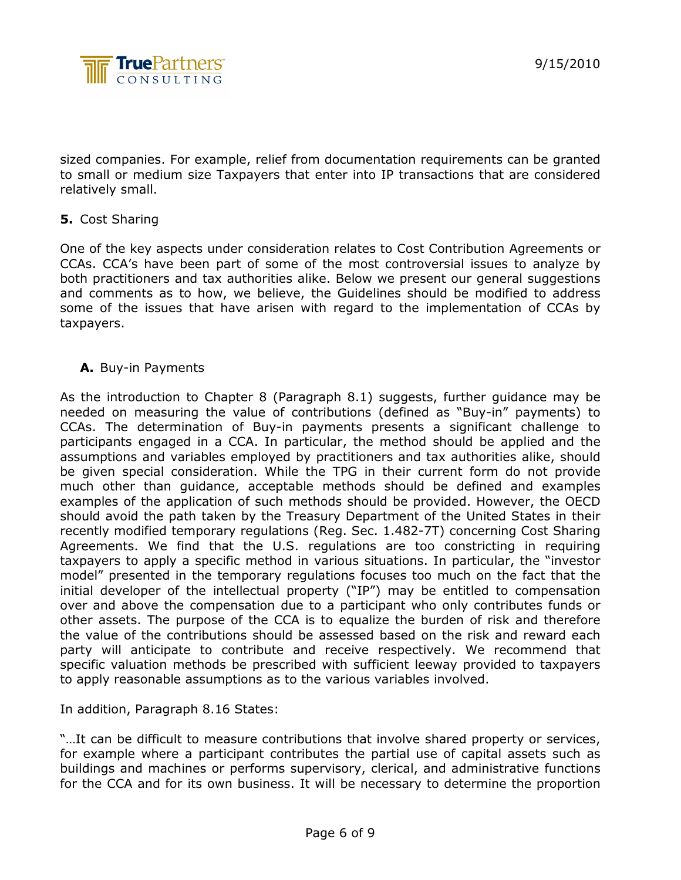sized companies. For example, relief from documentation requirements can be granted to small or medium size Taxpayers that enter into IP transactions that are considered relatively small.

**5.** Cost Sharing

One of the key aspects under consideration relates to Cost Contribution Agreements or CCAs. CCA's have been part of some of the most controversial issues to analyze by both practitioners and tax authorities alike. Below we present our general suggestions and comments as to how, we believe, the Guidelines should be modified to address some of the issues that have arisen with regard to the implementation of CCAs by taxpayers.

**A.** Buy-in Payments

As the introduction to Chapter 8 (Paragraph 8.1) suggests, further guidance may be needed on measuring the value of contributions (defined as "Buy-in" payments) to CCAs. The determination of Buy-in payments presents a significant challenge to participants engaged in a CCA. In particular, the method should be applied and the assumptions and variables employed by practitioners and tax authorities alike, should be given special consideration. While the TPG in their current form do not provide much other than guidance, acceptable methods should be defined and examples examples of the application of such methods should be provided. However, the OECD should avoid the path taken by the Treasury Department of the United States in their recently modified temporary regulations (Reg. Sec. 1.482-7T) concerning Cost Sharing Agreements. We find that the U.S. regulations are too constricting in requiring taxpayers to apply a specific method in various situations. In particular, the "investor model" presented in the temporary regulations focuses too much on the fact that the initial developer of the intellectual property ("IP") may be entitled to compensation over and above the compensation due to a participant who only contributes funds or other assets. The purpose of the CCA is to equalize the burden of risk and therefore the value of the contributions should be assessed based on the risk and reward each party will anticipate to contribute and receive respectively. We recommend that specific valuation methods be prescribed with sufficient leeway provided to taxpayers to apply reasonable assumptions as to the various variables involved.

In addition, Paragraph 8.16 States:

"…It can be difficult to measure contributions that involve shared property or services, for example where a participant contributes the partial use of capital assets such as buildings and machines or performs supervisory, clerical, and administrative functions for the CCA and for its own business. It will be necessary to determine the proportion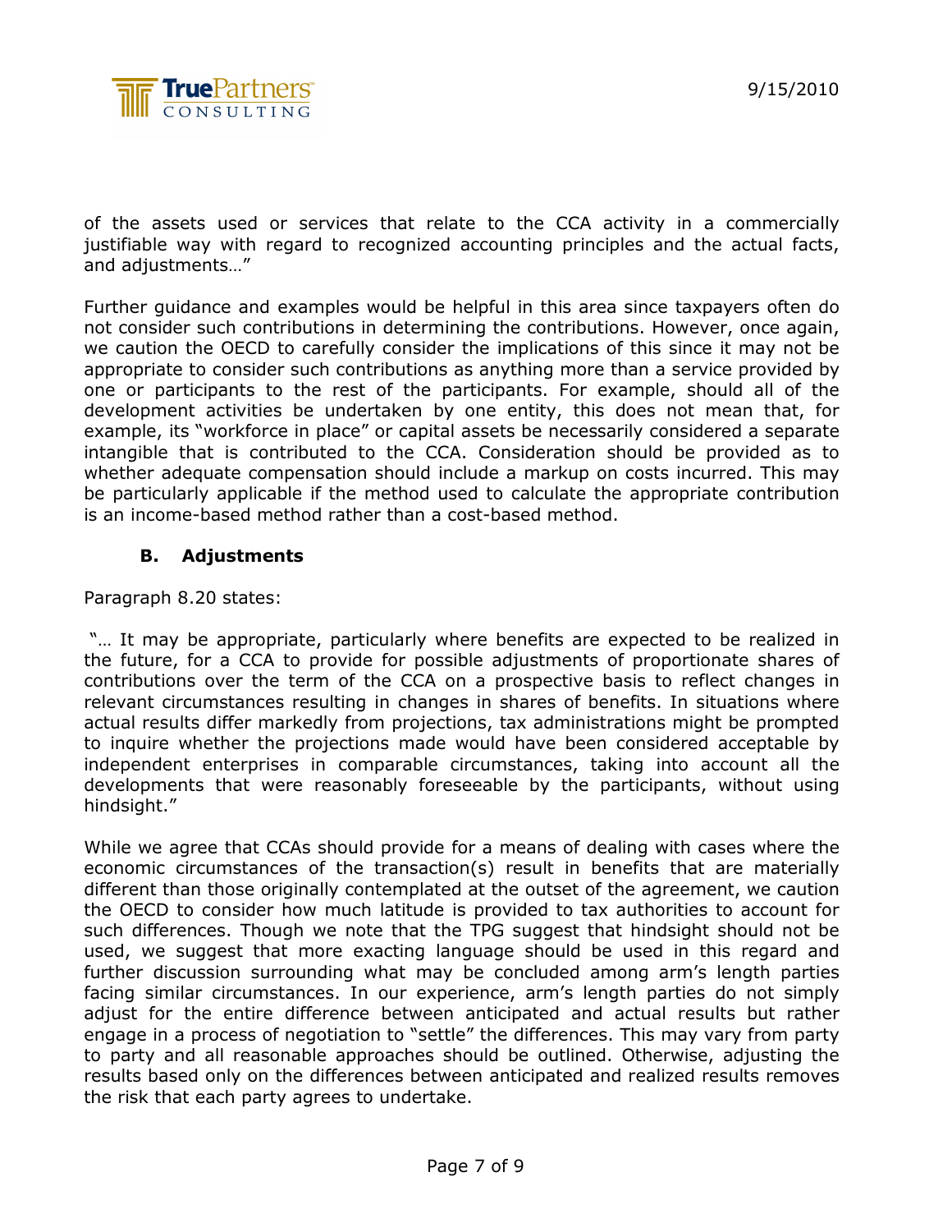of the assets used or services that relate to the CCA activity in a commercially justifiable way with regard to recognized accounting principles and the actual facts, and adjustments…"

Further guidance and examples would be helpful in this area since taxpayers often do not consider such contributions in determining the contributions. However, once again, we caution the OECD to carefully consider the implications of this since it may not be appropriate to consider such contributions as anything more than a service provided by one or participants to the rest of the participants. For example, should all of the development activities be undertaken by one entity, this does not mean that, for example, its "workforce in place" or capital assets be necessarily considered a separate intangible that is contributed to the CCA. Consideration should be provided as to whether adequate compensation should include a markup on costs incurred. This may be particularly applicable if the method used to calculate the appropriate contribution is an income-based method rather than a cost-based method.

### B. Adjustments

Paragraph 8.20 states:

"… It may be appropriate, particularly where benefits are expected to be realized in the future, for a CCA to provide for possible adjustments of proportionate shares of contributions over the term of the CCA on a prospective basis to reflect changes in relevant circumstances resulting in changes in shares of benefits. In situations where actual results differ markedly from projections, tax administrations might be prompted to inquire whether the projections made would have been considered acceptable by independent enterprises in comparable circumstances, taking into account all the developments that were reasonably foreseeable by the participants, without using hindsight."

While we agree that CCAs should provide for a means of dealing with cases where the economic circumstances of the transaction(s) result in benefits that are materially different than those originally contemplated at the outset of the agreement, we caution the OECD to consider how much latitude is provided to tax authorities to account for such differences. Though we note that the TPG suggest that hindsight should not be used, we suggest that more exacting language should be used in this regard and further discussion surrounding what may be concluded among arm's length parties facing similar circumstances. In our experience, arm's length parties do not simply adjust for the entire difference between anticipated and actual results but rather engage in a process of negotiation to "settle" the differences. This may vary from party to party and all reasonable approaches should be outlined. Otherwise, adjusting the results based only on the differences between anticipated and realized results removes the risk that each party agrees to undertake.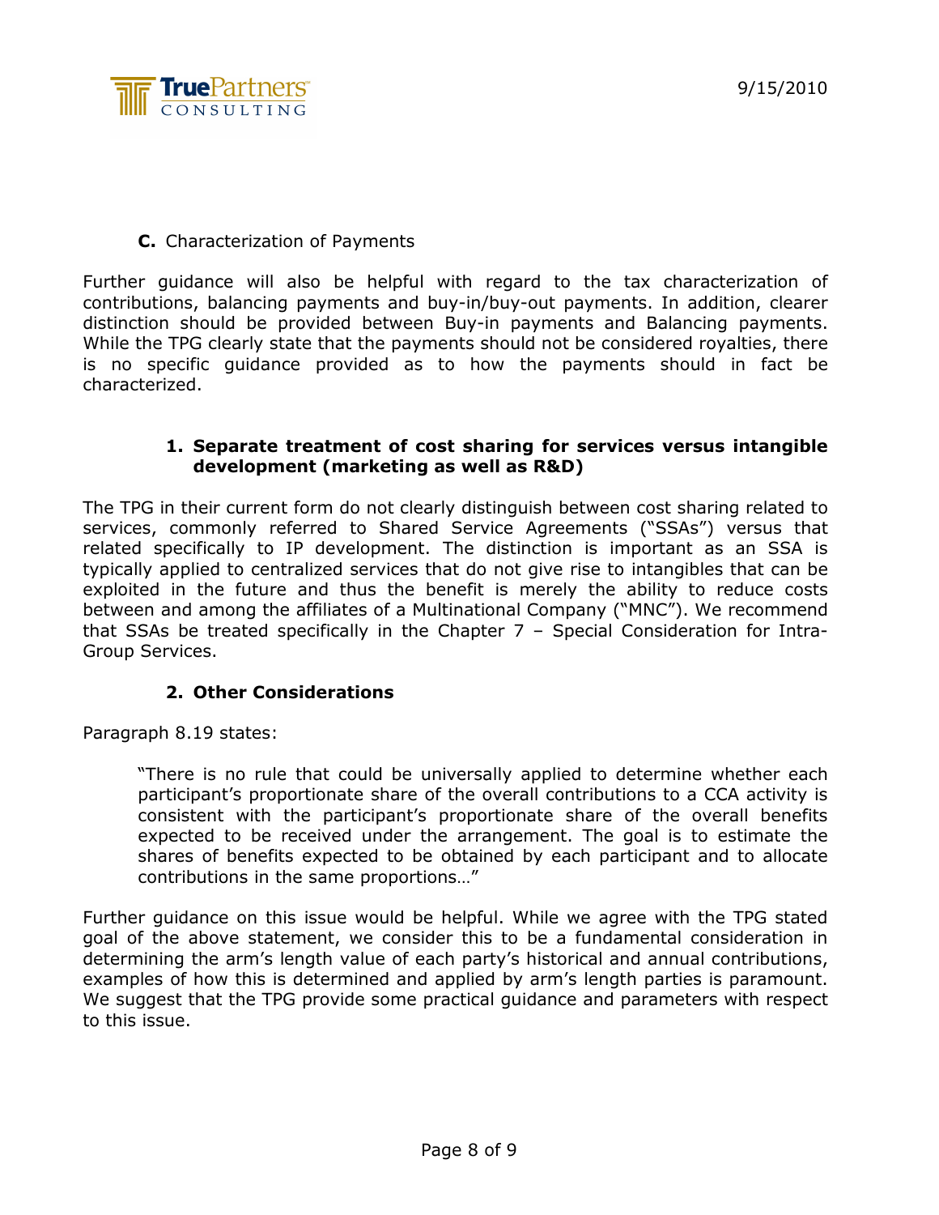### **C.** Characterization of Payments

Further guidance will also be helpful with regard to the tax characterization of contributions, balancing payments and buy-in/buy-out payments. In addition, clearer distinction should be provided between Buy-in payments and Balancing payments. While the TPG clearly state that the payments should not be considered royalties, there is no specific guidance provided as to how the payments should in fact be characterized.

#### **1. Separate treatment of cost sharing for services versus intangible development (marketing as well as R&D)**

The TPG in their current form do not clearly distinguish between cost sharing related to services, commonly referred to Shared Service Agreements ("SSAs") versus that related specifically to IP development. The distinction is important as an SSA is typically applied to centralized services that do not give rise to intangibles that can be exploited in the future and thus the benefit is merely the ability to reduce costs between and among the affiliates of a Multinational Company ("MNC"). We recommend that SSAs be treated specifically in the Chapter 7 – Special Consideration for Intra-Group Services.

#### **2. Other Considerations**

Paragraph 8.19 states:

> "There is no rule that could be universally applied to determine whether each participant's proportionate share of the overall contributions to a CCA activity is consistent with the participant's proportionate share of the overall benefits expected to be received under the arrangement. The goal is to estimate the shares of benefits expected to be obtained by each participant and to allocate contributions in the same proportions…"

Further guidance on this issue would be helpful. While we agree with the TPG stated goal of the above statement, we consider this to be a fundamental consideration in determining the arm's length value of each party's historical and annual contributions, examples of how this is determined and applied by arm's length parties is paramount. We suggest that the TPG provide some practical guidance and parameters with respect to this issue.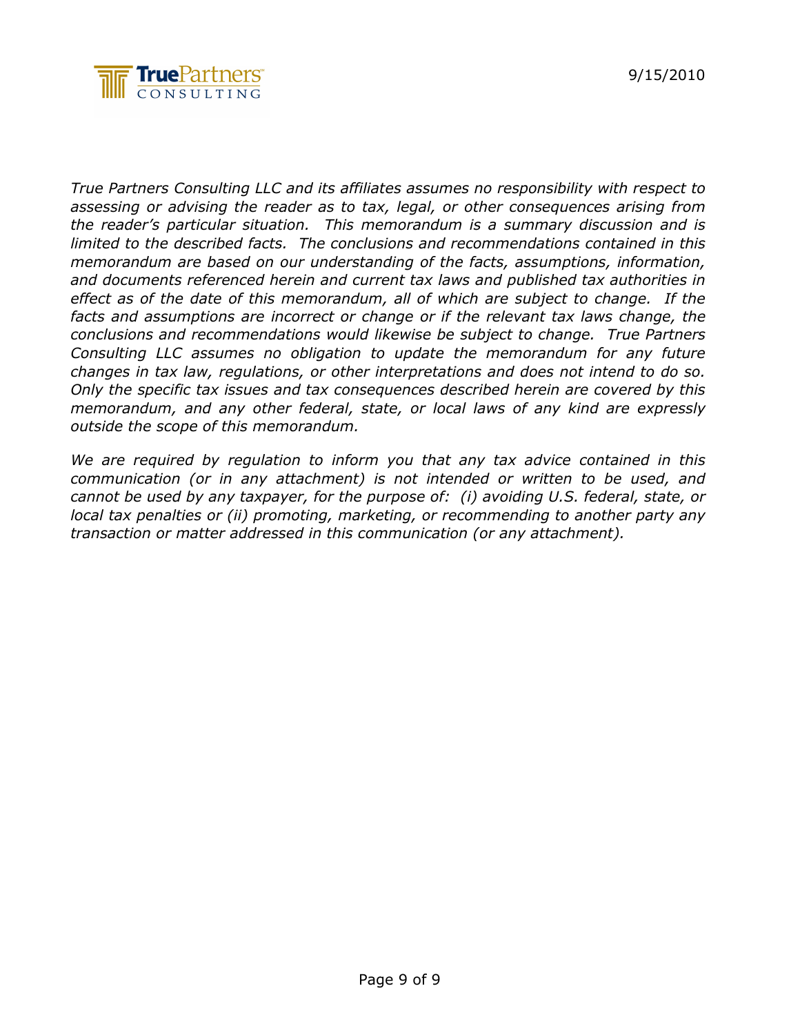*True Partners Consulting LLC and its affiliates assumes no responsibility with respect to assessing or advising the reader as to tax, legal, or other consequences arising from the reader's particular situation. This memorandum is a summary discussion and is limited to the described facts. The conclusions and recommendations contained in this memorandum are based on our understanding of the facts, assumptions, information, and documents referenced herein and current tax laws and published tax authorities in effect as of the date of this memorandum, all of which are subject to change. If the facts and assumptions are incorrect or change or if the relevant tax laws change, the conclusions and recommendations would likewise be subject to change. True Partners Consulting LLC assumes no obligation to update the memorandum for any future changes in tax law, regulations, or other interpretations and does not intend to do so. Only the specific tax issues and tax consequences described herein are covered by this memorandum, and any other federal, state, or local laws of any kind are expressly outside the scope of this memorandum.*

*We are required by regulation to inform you that any tax advice contained in this communication (or in any attachment) is not intended or written to be used, and cannot be used by any taxpayer, for the purpose of: (i) avoiding U.S. federal, state, or local tax penalties or (ii) promoting, marketing, or recommending to another party any transaction or matter addressed in this communication (or any attachment).*